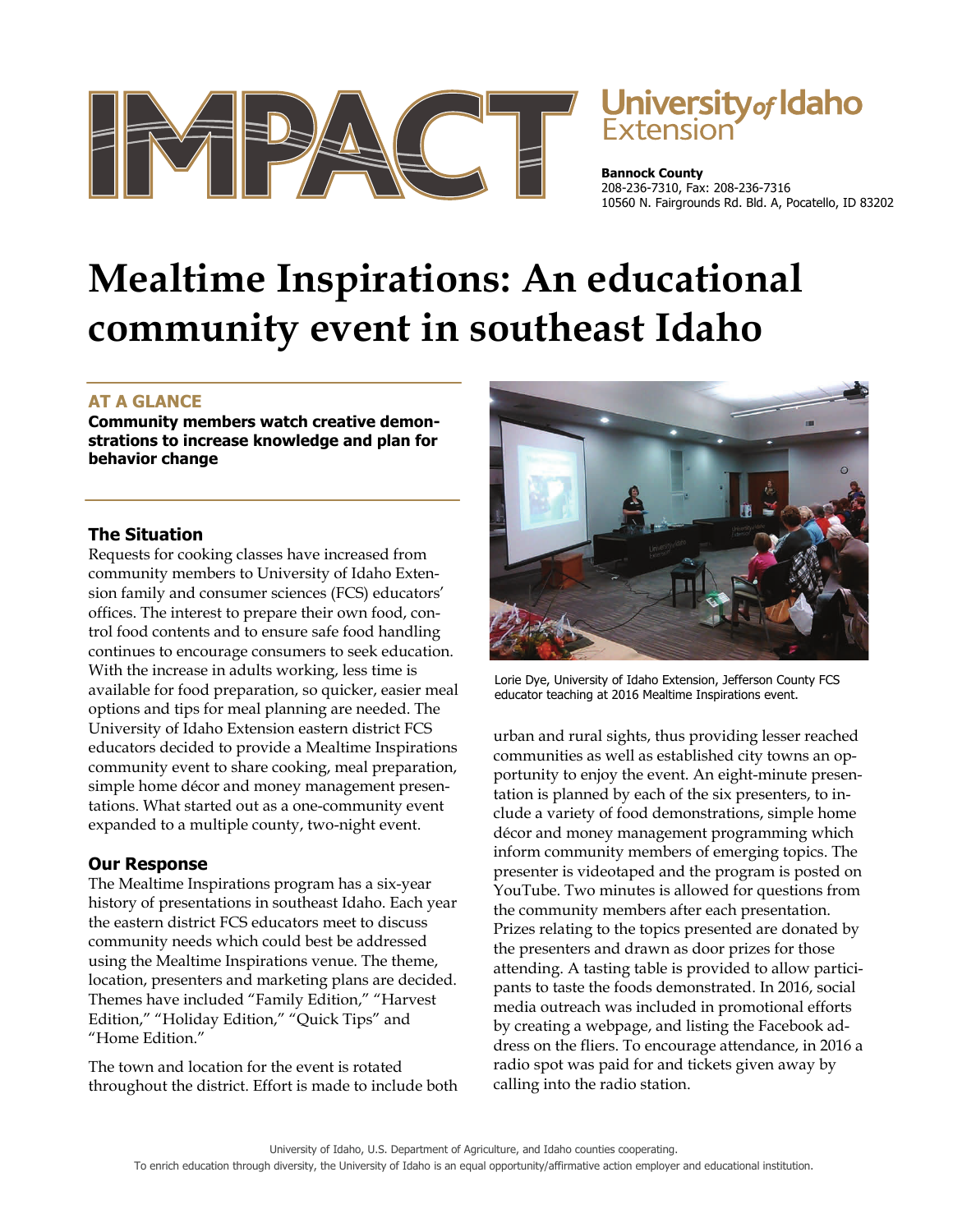# IMPACT

**University of Idaho Extension**

**Bannock County**
208-236-7310, Fax: 208-236-7316
10560 N. Fairgrounds Rd. Bld. A, Pocatello, ID 83202

# Mealtime Inspirations: An educational community event in southeast Idaho

### AT A GLANCE

**Community members watch creative demonstrations to increase knowledge and plan for behavior change**

## The Situation

Requests for cooking classes have increased from community members to University of Idaho Extension family and consumer sciences (FCS) educators' offices. The interest to prepare their own food, control food contents and to ensure safe food handling continues to encourage consumers to seek education. With the increase in adults working, less time is available for food preparation, so quicker, easier meal options and tips for meal planning are needed. The University of Idaho Extension eastern district FCS educators decided to provide a Mealtime Inspirations community event to share cooking, meal preparation, simple home décor and money management presentations. What started out as a one-community event expanded to a multiple county, two-night event.

## Our Response

The Mealtime Inspirations program has a six-year history of presentations in southeast Idaho. Each year the eastern district FCS educators meet to discuss community needs which could best be addressed using the Mealtime Inspirations venue. The theme, location, presenters and marketing plans are decided. Themes have included "Family Edition," "Harvest Edition," "Holiday Edition," "Quick Tips" and "Home Edition."

The town and location for the event is rotated throughout the district. Effort is made to include both urban and rural sights, thus providing lesser reached communities as well as established city towns an opportunity to enjoy the event. An eight-minute presentation is planned by each of the six presenters, to include a variety of food demonstrations, simple home décor and money management programming which inform community members of emerging topics. The presenter is videotaped and the program is posted on YouTube. Two minutes is allowed for questions from the community members after each presentation. Prizes relating to the topics presented are donated by the presenters and drawn as door prizes for those attending. A tasting table is provided to allow participants to taste the foods demonstrated. In 2016, social media outreach was included in promotional efforts by creating a webpage, and listing the Facebook address on the fliers. To encourage attendance, in 2016 a radio spot was paid for and tickets given away by calling into the radio station.

Lorie Dye, University of Idaho Extension, Jefferson County FCS educator teaching at 2016 Mealtime Inspirations event.

University of Idaho, U.S. Department of Agriculture, and Idaho counties cooperating.
To enrich education through diversity, the University of Idaho is an equal opportunity/affirmative action employer and educational institution.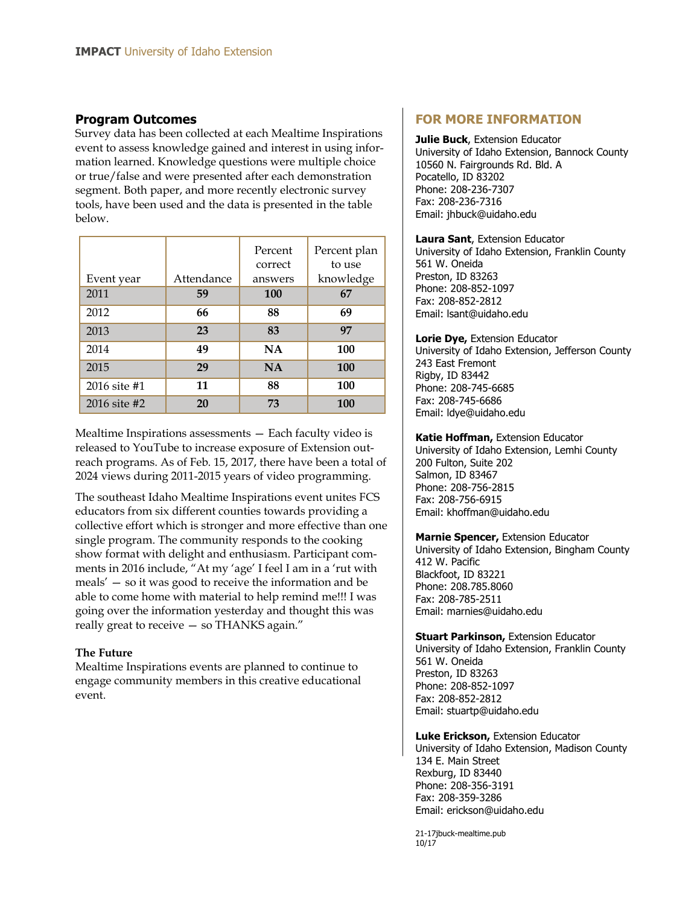## Program Outcomes

Survey data has been collected at each Mealtime Inspirations event to assess knowledge gained and interest in using information learned. Knowledge questions were multiple choice or true/false and were presented after each demonstration segment. Both paper, and more recently electronic survey tools, have been used and the data is presented in the table below.

| Event year | Attendance | Percent correct answers | Percent plan to use knowledge |
|---|---|---|---|
| 2011 | **59** | **100** | **67** |
| 2012 | **66** | **88** | **69** |
| 2013 | **23** | **83** | **97** |
| 2014 | **49** | **NA** | **100** |
| 2015 | **29** | **NA** | **100** |
| 2016 site #1 | **11** | **88** | **100** |
| 2016 site #2 | **20** | **73** | **100** |

Mealtime Inspirations assessments — Each faculty video is released to YouTube to increase exposure of Extension outreach programs. As of Feb. 15, 2017, there have been a total of 2024 views during 2011-2015 years of video programming.

The southeast Idaho Mealtime Inspirations event unites FCS educators from six different counties towards providing a collective effort which is stronger and more effective than one single program. The community responds to the cooking show format with delight and enthusiasm. Participant comments in 2016 include, "At my 'age' I feel I am in a 'rut with meals' — so it was good to receive the information and be able to come home with material to help remind me!!! I was going over the information yesterday and thought this was really great to receive — so THANKS again."

### The Future

Mealtime Inspirations events are planned to continue to engage community members in this creative educational event.

## FOR MORE INFORMATION

**Julie Buck**, Extension Educator
University of Idaho Extension, Bannock County
10560 N. Fairgrounds Rd. Bld. A
Pocatello, ID 83202
Phone: 208-236-7307
Fax: 208-236-7316
Email: jhbuck@uidaho.edu

**Laura Sant**, Extension Educator
University of Idaho Extension, Franklin County
561 W. Oneida
Preston, ID 83263
Phone: 208-852-1097
Fax: 208-852-2812
Email: lsant@uidaho.edu

**Lorie Dye,** Extension Educator
University of Idaho Extension, Jefferson County
243 East Fremont
Rigby, ID 83442
Phone: 208-745-6685
Fax: 208-745-6686
Email: ldye@uidaho.edu

**Katie Hoffman,** Extension Educator
University of Idaho Extension, Lemhi County
200 Fulton, Suite 202
Salmon, ID 83467
Phone: 208-756-2815
Fax: 208-756-6915
Email: khoffman@uidaho.edu

**Marnie Spencer,** Extension Educator
University of Idaho Extension, Bingham County
412 W. Pacific
Blackfoot, ID 83221
Phone: 208.785.8060
Fax: 208-785-2511
Email: marnies@uidaho.edu

**Stuart Parkinson,** Extension Educator
University of Idaho Extension, Franklin County
561 W. Oneida
Preston, ID 83263
Phone: 208-852-1097
Fax: 208-852-2812
Email: stuartp@uidaho.edu

**Luke Erickson,** Extension Educator
University of Idaho Extension, Madison County
134 E. Main Street
Rexburg, ID 83440
Phone: 208-356-3191
Fax: 208-359-3286
Email: erickson@uidaho.edu

21-17jbuck-mealtime.pub
10/17